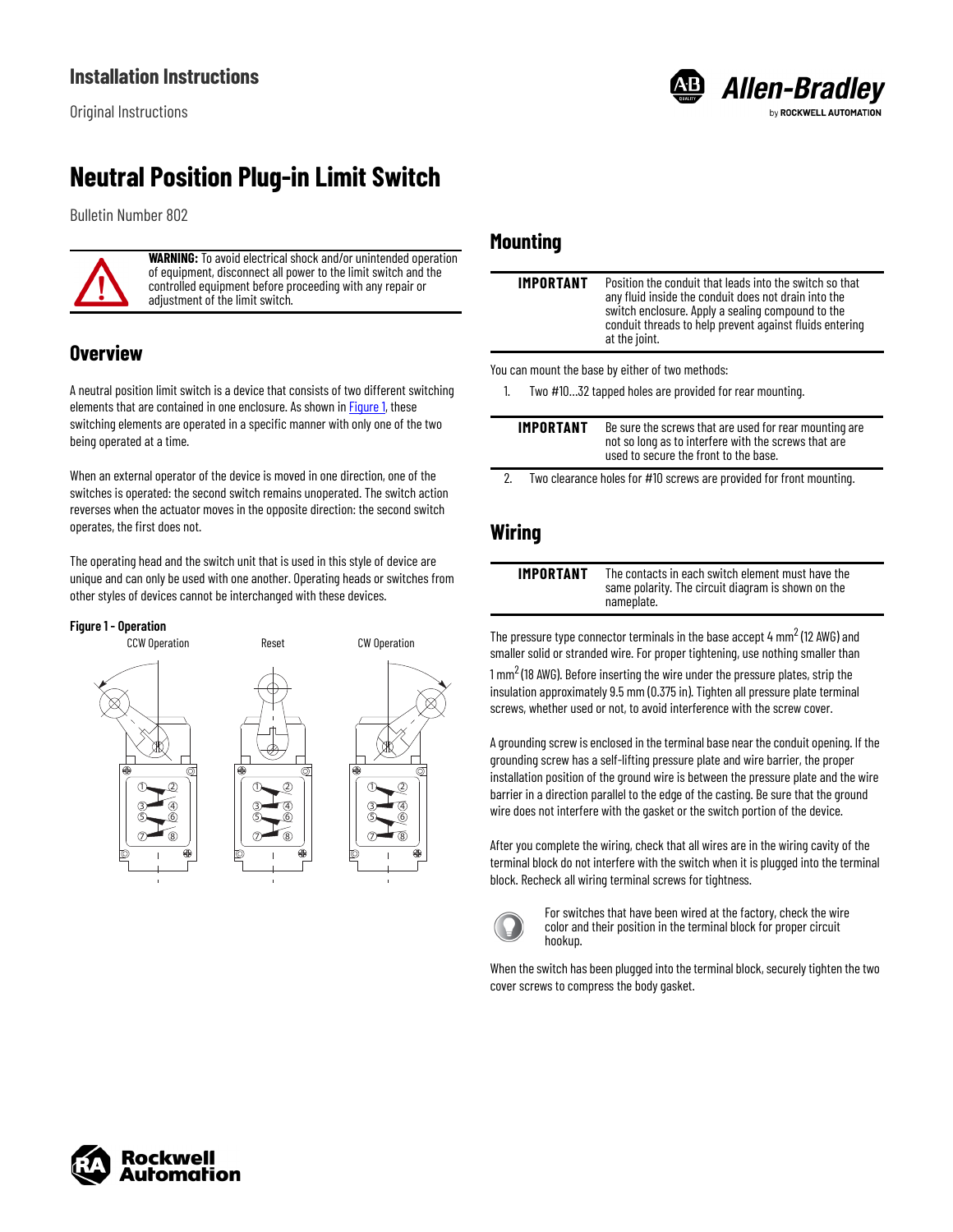# Neutral Position Plug-in Limit Switch

Bulletin Number 802

**WARNING:** To avoid electrical shock and/or unintended operation of equipment, disconnect all power to the limit switch and the controlled equipment before proceeding with any repair or adjustment of the limit switch.

## Overview

A neutral position limit switch is a device that consists of two different switching elements that are contained in one enclosure. As shown in Figure 1, these switching elements are operated in a specific manner with only one of the two being operated at a time.

When an external operator of the device is moved in one direction, one of the switches is operated: the second switch remains unoperated. The switch action reverses when the actuator moves in the opposite direction: the second switch operates, the first does not.

The operating head and the switch unit that is used in this style of device are unique and can only be used with one another. Operating heads or switches from other styles of devices cannot be interchanged with these devices.

**Figure 1 - Operation**

CCW Operation | Reset | CW Operation

## Mounting

| IMPORTANT | Position the conduit that leads into the switch so that any fluid inside the conduit does not drain into the switch enclosure. Apply a sealing compound to the conduit threads to help prevent against fluids entering at the joint. |
|---|---|

You can mount the base by either of two methods:

1. Two #10…32 tapped holes are provided for rear mounting.

| IMPORTANT | Be sure the screws that are used for rear mounting are not so long as to interfere with the screws that are used to secure the front to the base. |
|---|---|

2. Two clearance holes for #10 screws are provided for front mounting.

## Wiring

| IMPORTANT | The contacts in each switch element must have the same polarity. The circuit diagram is shown on the nameplate. |
|---|---|

The pressure type connector terminals in the base accept 4 mm$^2$ (12 AWG) and smaller solid or stranded wire. For proper tightening, use nothing smaller than 1 mm$^2$ (18 AWG). Before inserting the wire under the pressure plates, strip the insulation approximately 9.5 mm (0.375 in). Tighten all pressure plate terminal screws, whether used or not, to avoid interference with the screw cover.

A grounding screw is enclosed in the terminal base near the conduit opening. If the grounding screw has a self-lifting pressure plate and wire barrier, the proper installation position of the ground wire is between the pressure plate and the wire barrier in a direction parallel to the edge of the casting. Be sure that the ground wire does not interfere with the gasket or the switch portion of the device.

After you complete the wiring, check that all wires are in the wiring cavity of the terminal block do not interfere with the switch when it is plugged into the terminal block. Recheck all wiring terminal screws for tightness.

For switches that have been wired at the factory, check the wire color and their position in the terminal block for proper circuit hookup.

When the switch has been plugged into the terminal block, securely tighten the two cover screws to compress the body gasket.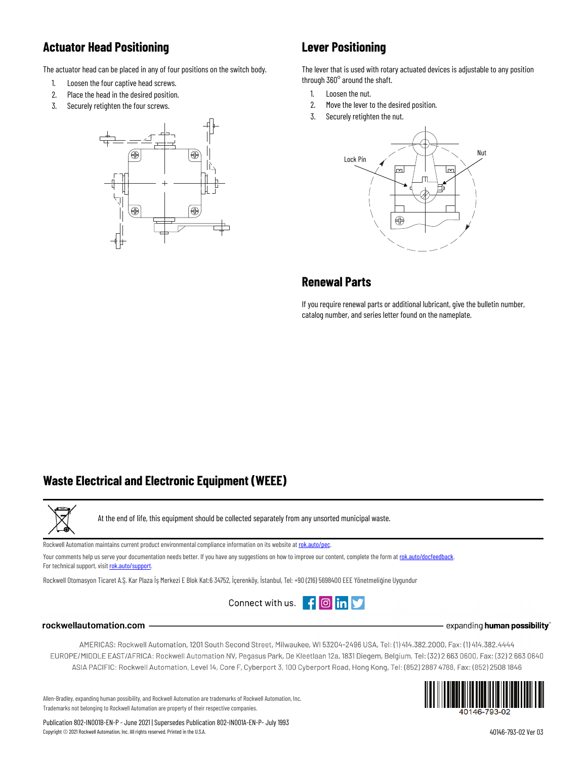## Actuator Head Positioning

The actuator head can be placed in any of four positions on the switch body.

1. Loosen the four captive head screws.
2. Place the head in the desired position.
3. Securely retighten the four screws.

## Lever Positioning

The lever that is used with rotary actuated devices is adjustable to any position through 360° around the shaft.

1. Loosen the nut.
2. Move the lever to the desired position.
3. Securely retighten the nut.

Lock Pin

Nut

## Renewal Parts

If you require renewal parts or additional lubricant, give the bulletin number, catalog number, and series letter found on the nameplate.

## Waste Electrical and Electronic Equipment (WEEE)

At the end of life, this equipment should be collected separately from any unsorted municipal waste.

Rockwell Automation maintains current product environmental compliance information on its website at rok.auto/pec.

Your comments help us serve your documentation needs better. If you have any suggestions on how to improve our content, complete the form at rok.auto/docfeedback.
For technical support, visit rok.auto/support.

Rockwell Otomasyon Ticaret A.Ş. Kar Plaza İş Merkezi E Blok Kat:6 34752, İçerenköy, İstanbul, Tel: +90 (216) 5698400 EEE Yönetmeliğine Uygundur

Connect with us.

rockwellautomation.com — expanding **human possibility**™

AMERICAS: Rockwell Automation, 1201 South Second Street, Milwaukee, WI 53204-2496 USA, Tel: (1) 414.382.2000, Fax: (1) 414.382.4444
EUROPE/MIDDLE EAST/AFRICA: Rockwell Automation NV, Pegasus Park, De Kleetlaan 12a, 1831 Diegem, Belgium, Tel: (32) 2 663 0600, Fax: (32) 2 663 0640
ASIA PACIFIC: Rockwell Automation, Level 14, Core F, Cyberport 3, 100 Cyberport Road, Hong Kong, Tel: (852) 2887 4788, Fax: (852) 2508 1846

Allen-Bradley, expanding human possibility, and Rockwell Automation are trademarks of Rockwell Automation, Inc.
Trademarks not belonging to Rockwell Automation are property of their respective companies.

40146-793-02

Publication 802-IN001B-EN-P - June 2021 | Supersedes Publication 802-IN001A-EN-P- July 1993
Copyright © 2021 Rockwell Automation, Inc. All rights reserved. Printed in the U.S.A.

40146-793-02 Ver 03